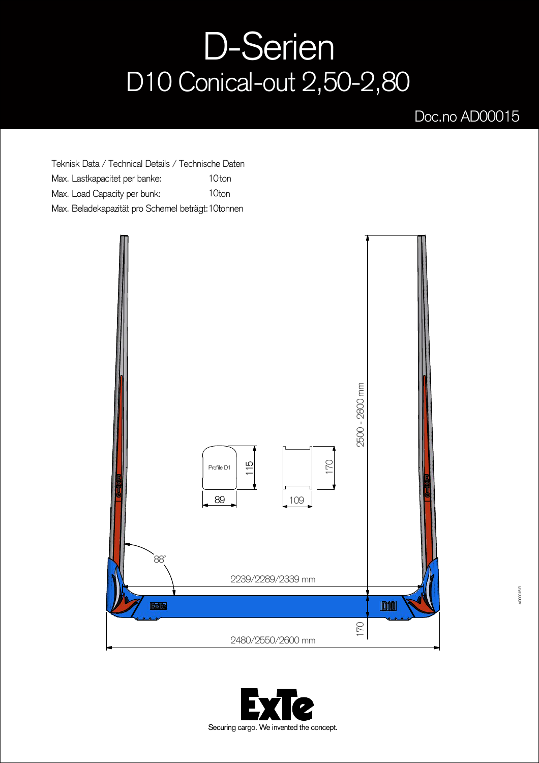# D-Serien

## D10 Conical-out 2,50-2,80

Doc.no AD00015

Teknisk Data / Technical Details / Technische Daten

Max. Lastkapacitet per banke: 10ton

Max. Load Capacity per bunk: 10ton

Max. Beladekapazität pro Schemel beträgt: 10tonnen

2500 - 2800 mm

Profile D1

115

89

170

109

88°

2239/2289/2339 mm

170

2480/2550/2600 mm

AD00015 B

ExTe

Securing cargo. We invented the concept.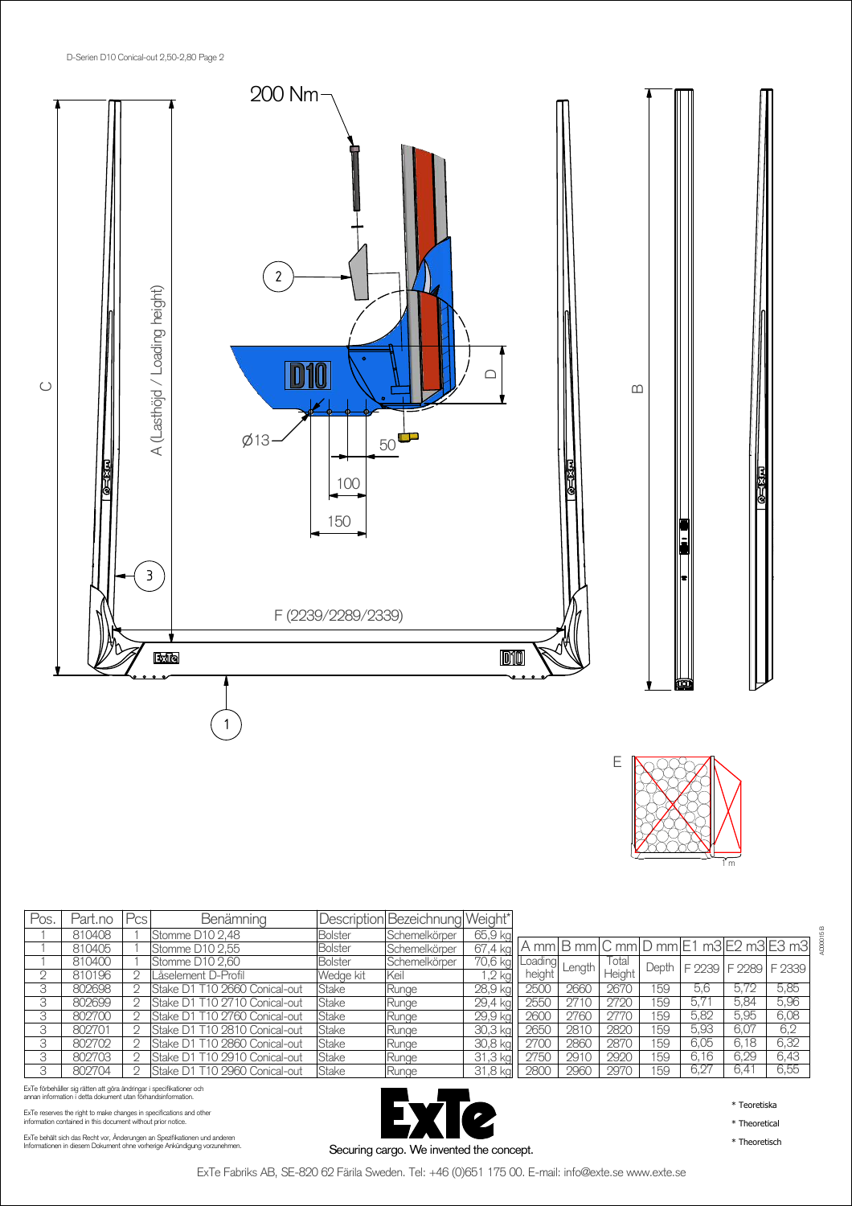200 Nm

2

D10

D

Ø13

50

100

150

C

A (Lasthöjd / Loading height)

B

3

F (2239/2289/2339)

1

E

1 m

| Pos. | Part.no | Pcs | Benämning | Description | Bezeichnung | Weight* |
|---|---|---|---|---|---|---|
| 1 | 810408 | 1 | Stomme D10 2,48 | Bolster | Schemelkörper | 65,9 kg |
| 1 | 810405 | 1 | Stomme D10 2,55 | Bolster | Schemelkörper | 67,4 kg |
| 1 | 810400 | 1 | Stomme D10 2,60 | Bolster | Schemelkörper | 70,6 kg |
| 2 | 810196 | 2 | Låselement D-Profil | Wedge kit | Keil | 1,2 kg |
| 3 | 802698 | 2 | Stake D1 T10 2660 Conical-out | Stake | Runge | 28,9 kg |
| 3 | 802699 | 2 | Stake D1 T10 2710 Conical-out | Stake | Runge | 29,4 kg |
| 3 | 802700 | 2 | Stake D1 T10 2760 Conical-out | Stake | Runge | 29,9 kg |
| 3 | 802701 | 2 | Stake D1 T10 2810 Conical-out | Stake | Runge | 30,3 kg |
| 3 | 802702 | 2 | Stake D1 T10 2860 Conical-out | Stake | Runge | 30,8 kg |
| 3 | 802703 | 2 | Stake D1 T10 2910 Conical-out | Stake | Runge | 31,3 kg |
| 3 | 802704 | 2 | Stake D1 T10 2960 Conical-out | Stake | Runge | 31,8 kg |

| A mm | B mm | C mm | D mm | E1 m3 | E2 m3 | E3 m3 |
|---|---|---|---|---|---|---|
| Loading height | Length | Total Height | Depth | F 2239 | F 2289 | F 2339 |
| 2500 | 2660 | 2670 | 159 | 5,6 | 5,72 | 5,85 |
| 2550 | 2710 | 2720 | 159 | 5,71 | 5,84 | 5,96 |
| 2600 | 2760 | 2770 | 159 | 5,82 | 5,95 | 6,08 |
| 2650 | 2810 | 2820 | 159 | 5,93 | 6,07 | 6,2 |
| 2700 | 2860 | 2870 | 159 | 6,05 | 6,18 | 6,32 |
| 2750 | 2910 | 2920 | 159 | 6,16 | 6,29 | 6,43 |
| 2800 | 2960 | 2970 | 159 | 6,27 | 6,41 | 6,55 |

A00015 B

ExTe förbehåller sig rätten att göra ändringar i specifikationer och annan information i detta dokument utan förhandsinformation.

ExTe reserves the right to make changes in specifications and other information contained in this document without prior notice.

ExTe behält sich das Recht vor, Änderungen an Spezifikationen und anderen Informationen in diesem Dokument ohne vorherige Ankündigung vorzunehmen.

ExTe

Securing cargo. We invented the concept.

* Teoretiska

* Theoretical

* Theoretisch

ExTe Fabriks AB, SE-820 62 Färila Sweden. Tel: +46 (0)651 175 00. E-mail: info@exte.se www.exte.se